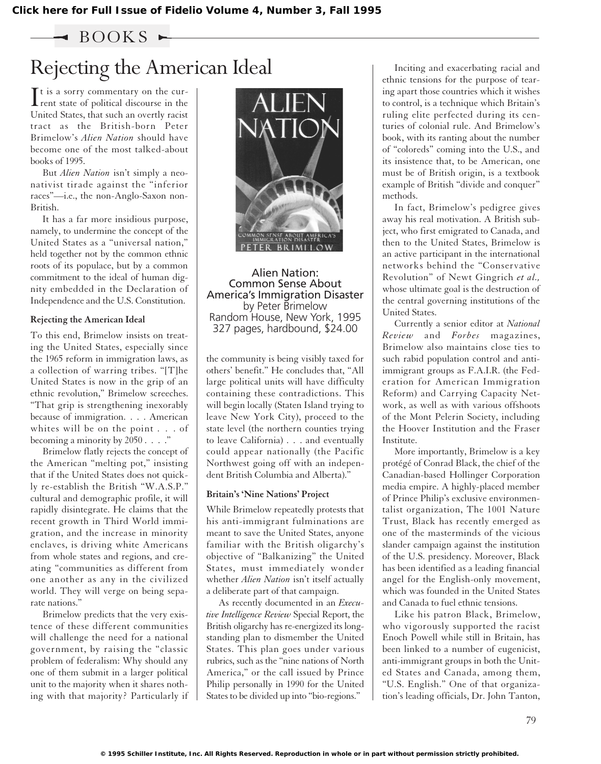Click here for Full Issue of Fidelio Volume 4, Number 3, Fall 1995

BOOKS

# Rejecting the American Ideal

It is a sorry commentary on the current state of political discourse in the United States, that such an overtly racist tract as the British-born Peter Brimelow's *Alien Nation* should have become one of the most talked-about books of 1995.

But *Alien Nation* isn't simply a neonativist tirade against the "inferior races"—i.e., the non-Anglo-Saxon non-British.

It has a far more insidious purpose, namely, to undermine the concept of the United States as a "universal nation," held together not by the common ethnic roots of its populace, but by a common commitment to the ideal of human dignity embedded in the Declaration of Independence and the U.S. Constitution.

**Alien Nation: Common Sense About America's Immigration Disaster**
by Peter Brimelow
Random House, New York, 1995
327 pages, hardbound, $24.00

### Rejecting the American Ideal

To this end, Brimelow insists on treating the United States, especially since the 1965 reform in immigration laws, as a collection of warring tribes. "[T]he United States is now in the grip of an ethnic revolution," Brimelow screeches. "That grip is strengthening inexorably because of immigration. . . . American whites will be on the point . . . of becoming a minority by 2050 . . . ."

Brimelow flatly rejects the concept of the American "melting pot," insisting that if the United States does not quickly re-establish the British "W.A.S.P." cultural and demographic profile, it will rapidly disintegrate. He claims that the recent growth in Third World immigration, and the increase in minority enclaves, is driving white Americans from whole states and regions, and creating "communities as different from one another as any in the civilized world. They will verge on being separate nations."

Brimelow predicts that the very existence of these different communities will challenge the need for a national government, by raising the "classic problem of federalism: Why should any one of them submit in a larger political unit to the majority when it shares nothing with that majority? Particularly if the community is being visibly taxed for others' benefit." He concludes that, "All large political units will have difficulty containing these contradictions. This will begin locally (Staten Island trying to leave New York City), proceed to the state level (the northern counties trying to leave California) . . . and eventually could appear nationally (the Pacific Northwest going off with an independent British Columbia and Alberta)."

### Britain's 'Nine Nations' Project

While Brimelow repeatedly protests that his anti-immigrant fulminations are meant to save the United States, anyone familiar with the British oligarchy's objective of "Balkanizing" the United States, must immediately wonder whether *Alien Nation* isn't itself actually a deliberate part of that campaign.

As recently documented in an *Executive Intelligence Review* Special Report, the British oligarchy has re-energized its longstanding plan to dismember the United States. This plan goes under various rubrics, such as the "nine nations of North America," or the call issued by Prince Philip personally in 1990 for the United States to be divided up into "bio-regions."

Inciting and exacerbating racial and ethnic tensions for the purpose of tearing apart those countries which it wishes to control, is a technique which Britain's ruling elite perfected during its centuries of colonial rule. And Brimelow's book, with its ranting about the number of "coloreds" coming into the U.S., and its insistence that, to be American, one must be of British origin, is a textbook example of British "divide and conquer" methods.

In fact, Brimelow's pedigree gives away his real motivation. A British subject, who first emigrated to Canada, and then to the United States, Brimelow is an active participant in the international networks behind the "Conservative Revolution" of Newt Gingrich *et al.,* whose ultimate goal is the destruction of the central governing institutions of the United States.

Currently a senior editor at *National Review* and *Forbes* magazines, Brimelow also maintains close ties to such rabid population control and anti-immigrant groups as F.A.I.R. (the Federation for American Immigration Reform) and Carrying Capacity Network, as well as with various offshoots of the Mont Pelerin Society, including the Hoover Institution and the Fraser Institute.

More importantly, Brimelow is a key protégé of Conrad Black, the chief of the Canadian-based Hollinger Corporation media empire. A highly-placed member of Prince Philip's exclusive environmentalist organization, The 1001 Nature Trust, Black has recently emerged as one of the masterminds of the vicious slander campaign against the institution of the U.S. presidency. Moreover, Black has been identified as a leading financial angel for the English-only movement, which was founded in the United States and Canada to fuel ethnic tensions.

Like his patron Black, Brimelow, who vigorously supported the racist Enoch Powell while still in Britain, has been linked to a number of eugenicist, anti-immigrant groups in both the United States and Canada, among them, "U.S. English." One of that organization's leading officials, Dr. John Tanton,

© 1995 Schiller Institute, Inc. All Rights Reserved. Reproduction in whole or in part without permission strictly prohibited.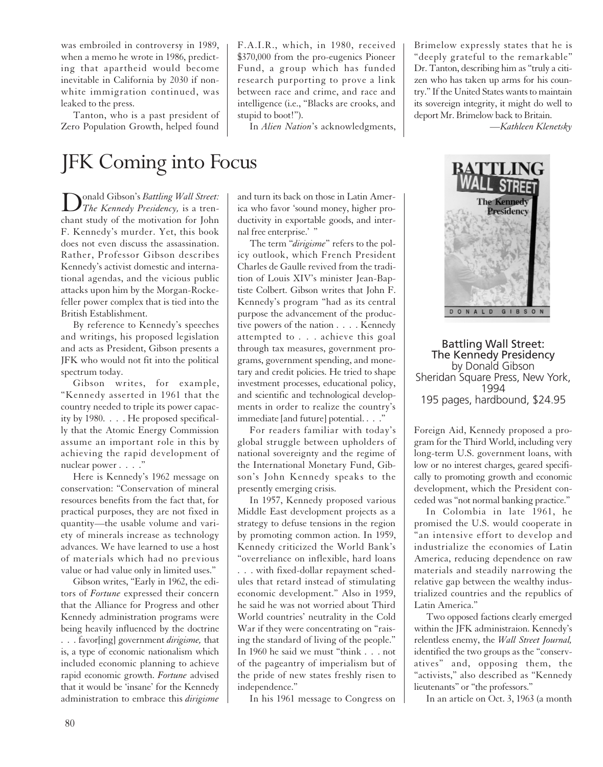was embroiled in controversy in 1989, when a memo he wrote in 1986, predicting that apartheid would become inevitable in California by 2030 if non-white immigration continued, was leaked to the press.

Tanton, who is a past president of Zero Population Growth, helped found F.A.I.R., which, in 1980, received $370,000 from the pro-eugenics Pioneer Fund, a group which has funded research purporting to prove a link between race and crime, and race and intelligence (i.e., "Blacks are crooks, and stupid to boot!").

In *Alien Nation*'s acknowledgments, Brimelow expressly states that he is "deeply grateful to the remarkable" Dr. Tanton, describing him as "truly a citizen who has taken up arms for his country." If the United States wants to maintain its sovereign integrity, it might do well to deport Mr. Brimelow back to Britain.

—*Kathleen Klenetsky*

# JFK Coming into Focus

**Battling Wall Street: The Kennedy Presidency**
by Donald Gibson
Sheridan Square Press, New York, 1994
195 pages, hardbound, $24.95

Donald Gibson's *Battling Wall Street: The Kennedy Presidency,* is a trenchant study of the motivation for John F. Kennedy's murder. Yet, this book does not even discuss the assassination. Rather, Professor Gibson describes Kennedy's activist domestic and international agendas, and the vicious public attacks upon him by the Morgan-Rockefeller power complex that is tied into the British Establishment.

By reference to Kennedy's speeches and writings, his proposed legislation and acts as President, Gibson presents a JFK who would not fit into the political spectrum today.

Gibson writes, for example, "Kennedy asserted in 1961 that the country needed to triple its power capacity by 1980. . . . He proposed specifically that the Atomic Energy Commission assume an important role in this by achieving the rapid development of nuclear power . . . ."

Here is Kennedy's 1962 message on conservation: "Conservation of mineral resources benefits from the fact that, for practical purposes, they are not fixed in quantity—the usable volume and variety of minerals increase as technology advances. We have learned to use a host of materials which had no previous value or had value only in limited uses."

Gibson writes, "Early in 1962, the editors of *Fortune* expressed their concern that the Alliance for Progress and other Kennedy administration programs were being heavily influenced by the doctrine . . . favor[ing] government *dirigisme,* that is, a type of economic nationalism which included economic planning to achieve rapid economic growth. *Fortune* advised that it would be 'insane' for the Kennedy administration to embrace this *dirigisme* and turn its back on those in Latin America who favor 'sound money, higher productivity in exportable goods, and internal free enterprise.' "

The term "*dirigisme*" refers to the policy outlook, which French President Charles de Gaulle revived from the tradition of Louis XIV's minister Jean-Baptiste Colbert. Gibson writes that John F. Kennedy's program "had as its central purpose the advancement of the productive powers of the nation . . . . Kennedy attempted to . . . achieve this goal through tax measures, government programs, government spending, and monetary and credit policies. He tried to shape investment processes, educational policy, and scientific and technological developments in order to realize the country's immediate [and future] potential. . . ."

For readers familiar with today's global struggle between upholders of national sovereignty and the regime of the International Monetary Fund, Gibson's John Kennedy speaks to the presently emerging crisis.

In 1957, Kennedy proposed various Middle East development projects as a strategy to defuse tensions in the region by promoting common action. In 1959, Kennedy criticized the World Bank's "overreliance on inflexible, hard loans . . . with fixed-dollar repayment schedules that retard instead of stimulating economic development." Also in 1959, he said he was not worried about Third World countries' neutrality in the Cold War if they were concentrating on "raising the standard of living of the people." In 1960 he said we must "think . . . not of the pageantry of imperialism but of the pride of new states freshly risen to independence."

In his 1961 message to Congress on Foreign Aid, Kennedy proposed a program for the Third World, including very long-term U.S. government loans, with low or no interest charges, geared specifically to promoting growth and economic development, which the President conceded was "not normal banking practice."

In Colombia in late 1961, he promised the U.S. would cooperate in "an intensive effort to develop and industrialize the economies of Latin America, reducing dependence on raw materials and steadily narrowing the relative gap between the wealthy industrialized countries and the republics of Latin America."

Two opposed factions clearly emerged within the JFK administraion. Kennedy's relentless enemy, the *Wall Street Journal,* identified the two groups as the "conservatives" and, opposing them, the "activists," also described as "Kennedy lieutenants" or "the professors."

In an article on Oct. 3, 1963 (a month